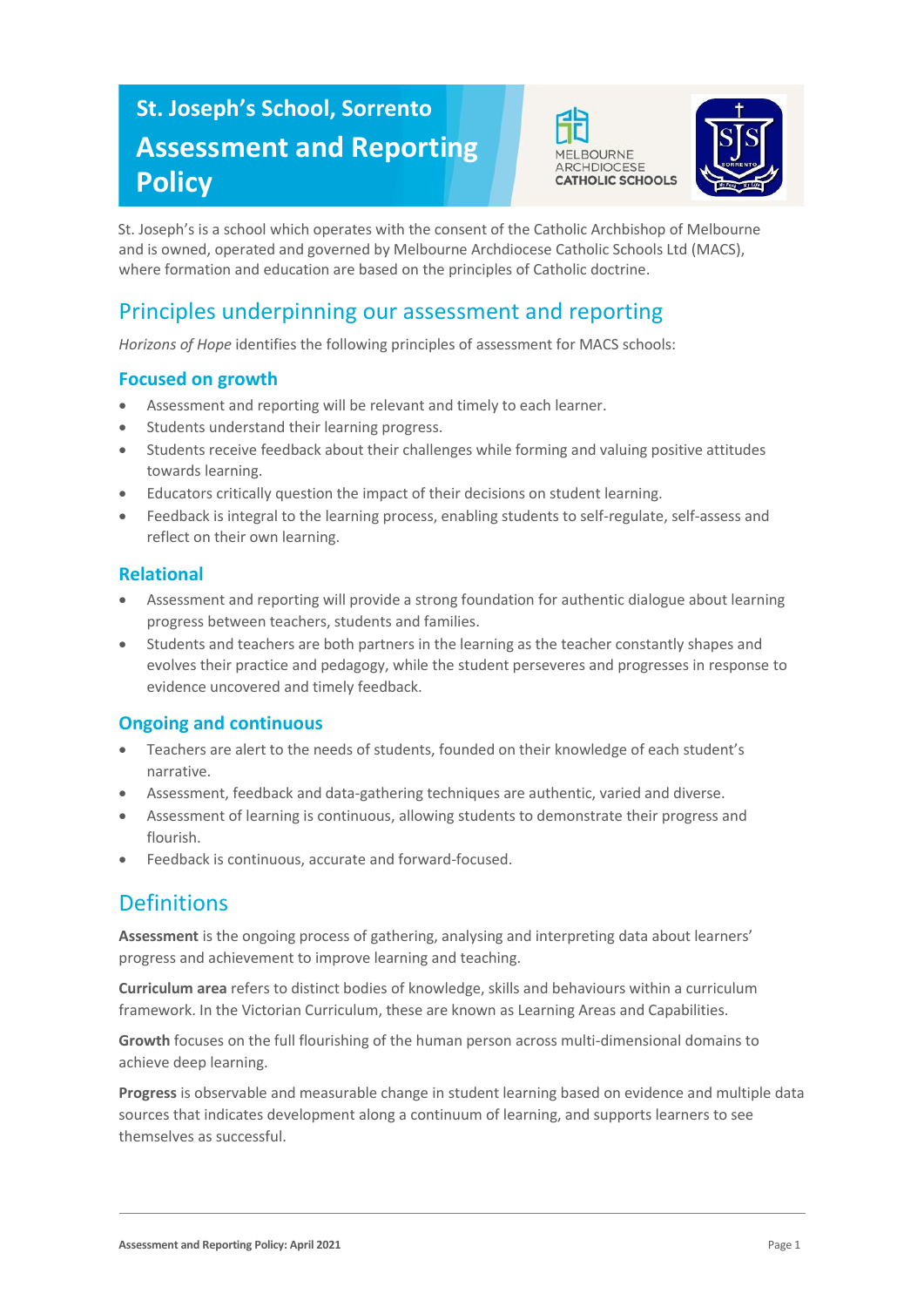# St. Joseph's School, Sorrento

# Assessment and Reporting Policy

St. Joseph's is a school which operates with the consent of the Catholic Archbishop of Melbourne and is owned, operated and governed by Melbourne Archdiocese Catholic Schools Ltd (MACS), where formation and education are based on the principles of Catholic doctrine.

## Principles underpinning our assessment and reporting

*Horizons of Hope* identifies the following principles of assessment for MACS schools:

### Focused on growth

- Assessment and reporting will be relevant and timely to each learner.
- Students understand their learning progress.
- Students receive feedback about their challenges while forming and valuing positive attitudes towards learning.
- Educators critically question the impact of their decisions on student learning.
- Feedback is integral to the learning process, enabling students to self-regulate, self-assess and reflect on their own learning.

### Relational

- Assessment and reporting will provide a strong foundation for authentic dialogue about learning progress between teachers, students and families.
- Students and teachers are both partners in the learning as the teacher constantly shapes and evolves their practice and pedagogy, while the student perseveres and progresses in response to evidence uncovered and timely feedback.

### Ongoing and continuous

- Teachers are alert to the needs of students, founded on their knowledge of each student's narrative.
- Assessment, feedback and data-gathering techniques are authentic, varied and diverse.
- Assessment of learning is continuous, allowing students to demonstrate their progress and flourish.
- Feedback is continuous, accurate and forward-focused.

## Definitions

**Assessment** is the ongoing process of gathering, analysing and interpreting data about learners' progress and achievement to improve learning and teaching.

**Curriculum area** refers to distinct bodies of knowledge, skills and behaviours within a curriculum framework. In the Victorian Curriculum, these are known as Learning Areas and Capabilities.

**Growth** focuses on the full flourishing of the human person across multi-dimensional domains to achieve deep learning.

**Progress** is observable and measurable change in student learning based on evidence and multiple data sources that indicates development along a continuum of learning, and supports learners to see themselves as successful.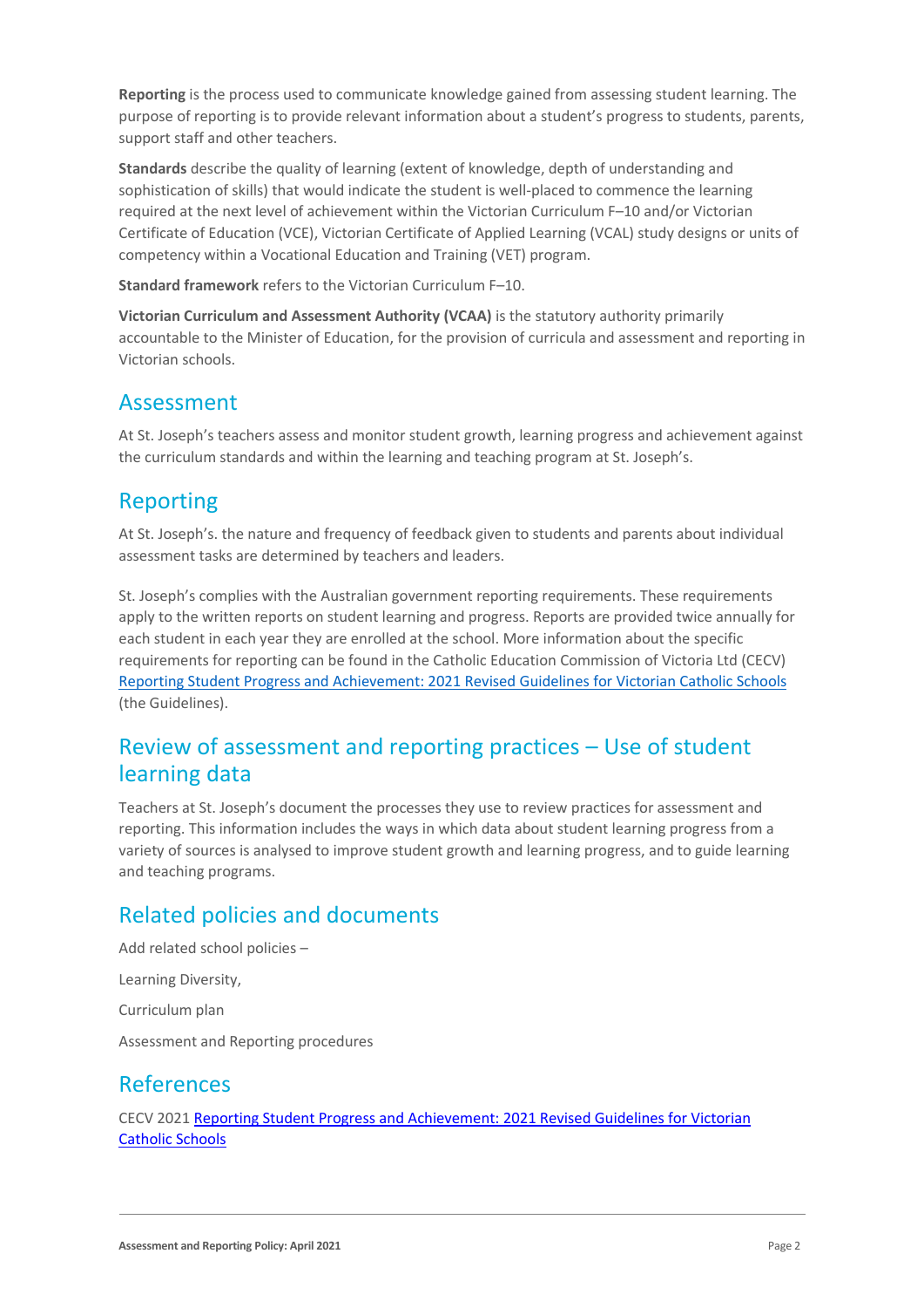**Reporting** is the process used to communicate knowledge gained from assessing student learning. The purpose of reporting is to provide relevant information about a student's progress to students, parents, support staff and other teachers.

**Standards** describe the quality of learning (extent of knowledge, depth of understanding and sophistication of skills) that would indicate the student is well-placed to commence the learning required at the next level of achievement within the Victorian Curriculum F–10 and/or Victorian Certificate of Education (VCE), Victorian Certificate of Applied Learning (VCAL) study designs or units of competency within a Vocational Education and Training (VET) program.

**Standard framework** refers to the Victorian Curriculum F–10.

**Victorian Curriculum and Assessment Authority (VCAA)** is the statutory authority primarily accountable to the Minister of Education, for the provision of curricula and assessment and reporting in Victorian schools.

## Assessment

At St. Joseph's teachers assess and monitor student growth, learning progress and achievement against the curriculum standards and within the learning and teaching program at St. Joseph's.

## Reporting

At St. Joseph's. the nature and frequency of feedback given to students and parents about individual assessment tasks are determined by teachers and leaders.

St. Joseph's complies with the Australian government reporting requirements. These requirements apply to the written reports on student learning and progress. Reports are provided twice annually for each student in each year they are enrolled at the school. More information about the specific requirements for reporting can be found in the Catholic Education Commission of Victoria Ltd (CECV) Reporting Student Progress and Achievement: 2021 Revised Guidelines for Victorian Catholic Schools (the Guidelines).

## Review of assessment and reporting practices – Use of student learning data

Teachers at St. Joseph's document the processes they use to review practices for assessment and reporting. This information includes the ways in which data about student learning progress from a variety of sources is analysed to improve student growth and learning progress, and to guide learning and teaching programs.

## Related policies and documents

Add related school policies –

Learning Diversity,

Curriculum plan

Assessment and Reporting procedures

## References

CECV 2021 Reporting Student Progress and Achievement: 2021 Revised Guidelines for Victorian Catholic Schools